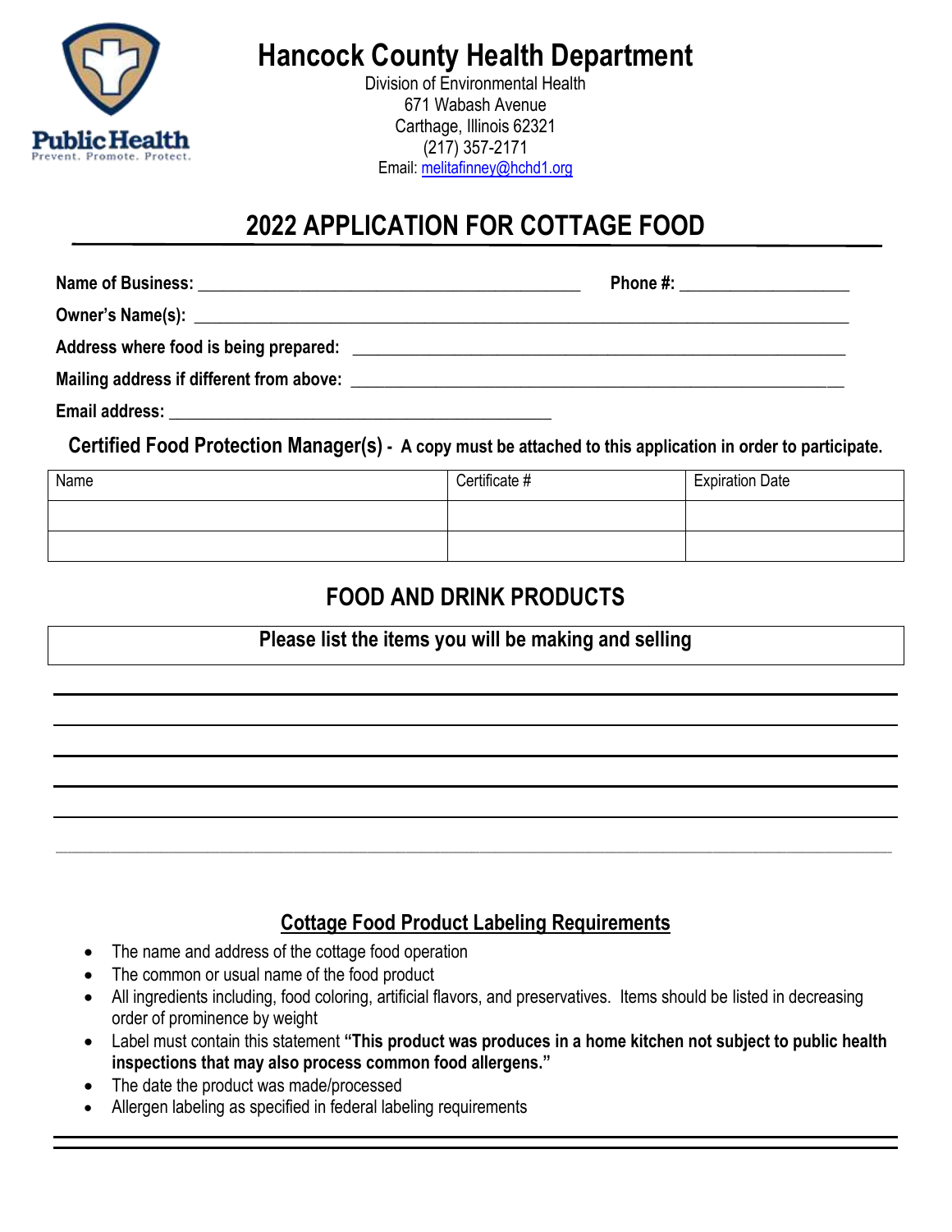# Hancock County Health Department

Division of Environmental Health
671 Wabash Avenue
Carthage, Illinois 62321
(217) 357-2171
Email: melitafinney@hchd1.org

## 2022 APPLICATION FOR COTTAGE FOOD

**Name of Business:** ____________________________________________ **Phone #:** ___________________

**Owner's Name(s):** ___________________________________________________________________________

**Address where food is being prepared:** ________________________________________________________

**Mailing address if different from above:** ______________________________________________________

**Email address:** __________________________________________

**Certified Food Protection Manager(s) - A copy must be attached to this application in order to participate.**

| Name | Certificate # | Expiration Date |
|---|---|---|
| | | |
| | | |

## FOOD AND DRINK PRODUCTS

**Please list the items you will be making and selling**

_______________________________________________________________________________________________

_______________________________________________________________________________________________

_______________________________________________________________________________________________

_______________________________________________________________________________________________

_______________________________________________________________________________________________

_______________________________________________________________________________________________

### Cottage Food Product Labeling Requirements

- The name and address of the cottage food operation
- The common or usual name of the food product
- All ingredients including, food coloring, artificial flavors, and preservatives. Items should be listed in decreasing order of prominence by weight
- Label must contain this statement **"This product was produces in a home kitchen not subject to public health inspections that may also process common food allergens."**
- The date the product was made/processed
- Allergen labeling as specified in federal labeling requirements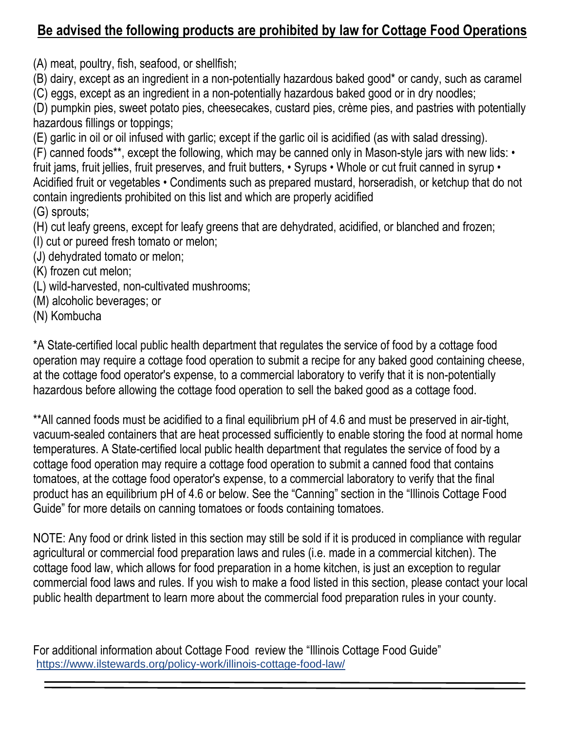## **Be advised the following products are prohibited by law for Cottage Food Operations**

(A) meat, poultry, fish, seafood, or shellfish;
(B) dairy, except as an ingredient in a non-potentially hazardous baked good* or candy, such as caramel
(C) eggs, except as an ingredient in a non-potentially hazardous baked good or in dry noodles;
(D) pumpkin pies, sweet potato pies, cheesecakes, custard pies, crème pies, and pastries with potentially hazardous fillings or toppings;
(E) garlic in oil or oil infused with garlic; except if the garlic oil is acidified (as with salad dressing).
(F) canned foods**, except the following, which may be canned only in Mason-style jars with new lids: • fruit jams, fruit jellies, fruit preserves, and fruit butters, • Syrups • Whole or cut fruit canned in syrup • Acidified fruit or vegetables • Condiments such as prepared mustard, horseradish, or ketchup that do not contain ingredients prohibited on this list and which are properly acidified
(G) sprouts;
(H) cut leafy greens, except for leafy greens that are dehydrated, acidified, or blanched and frozen;
(I) cut or pureed fresh tomato or melon;
(J) dehydrated tomato or melon;
(K) frozen cut melon;
(L) wild-harvested, non-cultivated mushrooms;
(M) alcoholic beverages; or
(N) Kombucha

*A State-certified local public health department that regulates the service of food by a cottage food operation may require a cottage food operation to submit a recipe for any baked good containing cheese, at the cottage food operator's expense, to a commercial laboratory to verify that it is non-potentially hazardous before allowing the cottage food operation to sell the baked good as a cottage food.

**All canned foods must be acidified to a final equilibrium pH of 4.6 and must be preserved in air-tight, vacuum-sealed containers that are heat processed sufficiently to enable storing the food at normal home temperatures. A State-certified local public health department that regulates the service of food by a cottage food operation may require a cottage food operation to submit a canned food that contains tomatoes, at the cottage food operator's expense, to a commercial laboratory to verify that the final product has an equilibrium pH of 4.6 or below. See the "Canning" section in the "Illinois Cottage Food Guide" for more details on canning tomatoes or foods containing tomatoes.

NOTE: Any food or drink listed in this section may still be sold if it is produced in compliance with regular agricultural or commercial food preparation laws and rules (i.e. made in a commercial kitchen). The cottage food law, which allows for food preparation in a home kitchen, is just an exception to regular commercial food laws and rules. If you wish to make a food listed in this section, please contact your local public health department to learn more about the commercial food preparation rules in your county.

For additional information about Cottage Food review the "Illinois Cottage Food Guide"
https://www.ilstewards.org/policy-work/illinois-cottage-food-law/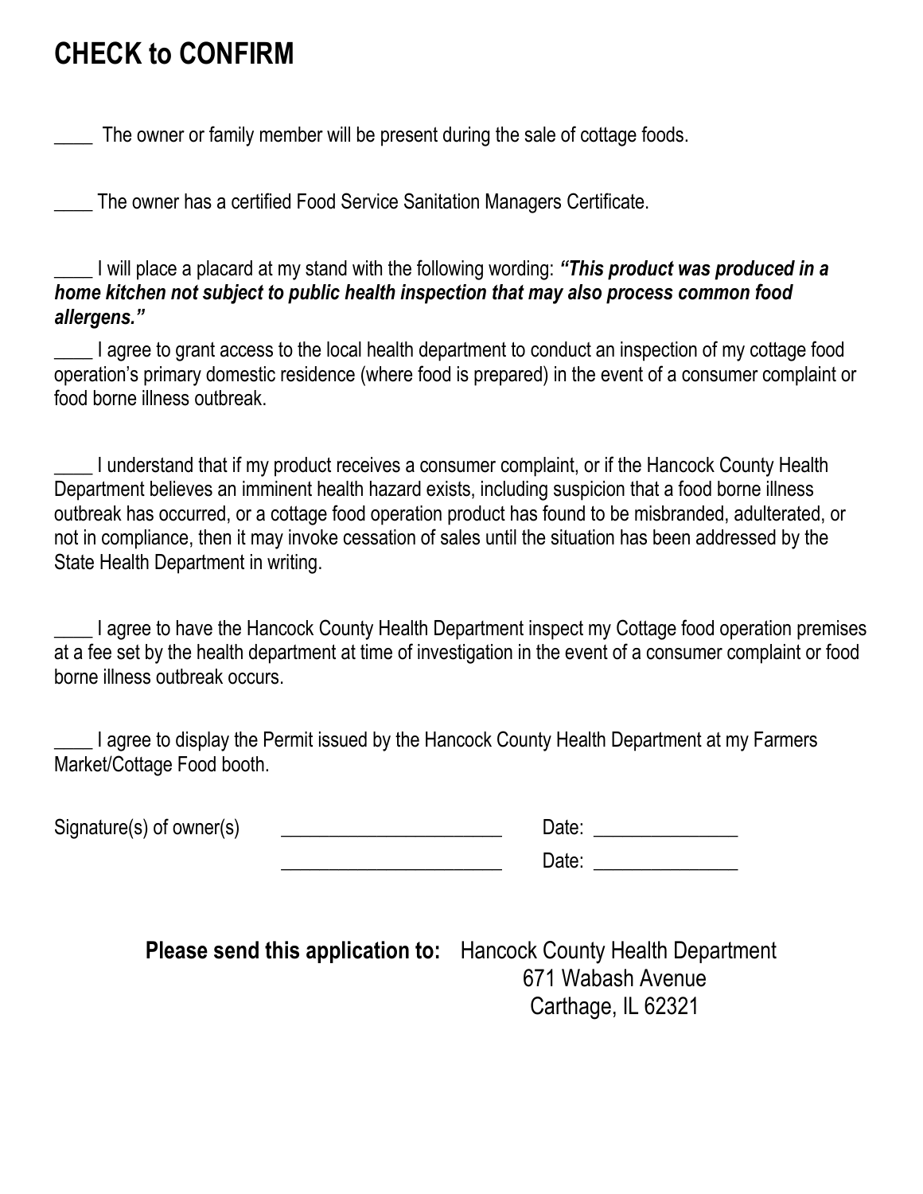# CHECK to CONFIRM

____ The owner or family member will be present during the sale of cottage foods.

____ The owner has a certified Food Service Sanitation Managers Certificate.

____ I will place a placard at my stand with the following wording: ***"This product was produced in a home kitchen not subject to public health inspection that may also process common food allergens."***

____ I agree to grant access to the local health department to conduct an inspection of my cottage food operation's primary domestic residence (where food is prepared) in the event of a consumer complaint or food borne illness outbreak.

____ I understand that if my product receives a consumer complaint, or if the Hancock County Health Department believes an imminent health hazard exists, including suspicion that a food borne illness outbreak has occurred, or a cottage food operation product has found to be misbranded, adulterated, or not in compliance, then it may invoke cessation of sales until the situation has been addressed by the State Health Department in writing.

____ I agree to have the Hancock County Health Department inspect my Cottage food operation premises at a fee set by the health department at time of investigation in the event of a consumer complaint or food borne illness outbreak occurs.

____ I agree to display the Permit issued by the Hancock County Health Department at my Farmers Market/Cottage Food booth.

Signature(s) of owner(s) ______________________ Date: ______________

______________________ Date: ______________

**Please send this application to:** Hancock County Health Department
671 Wabash Avenue
Carthage, IL 62321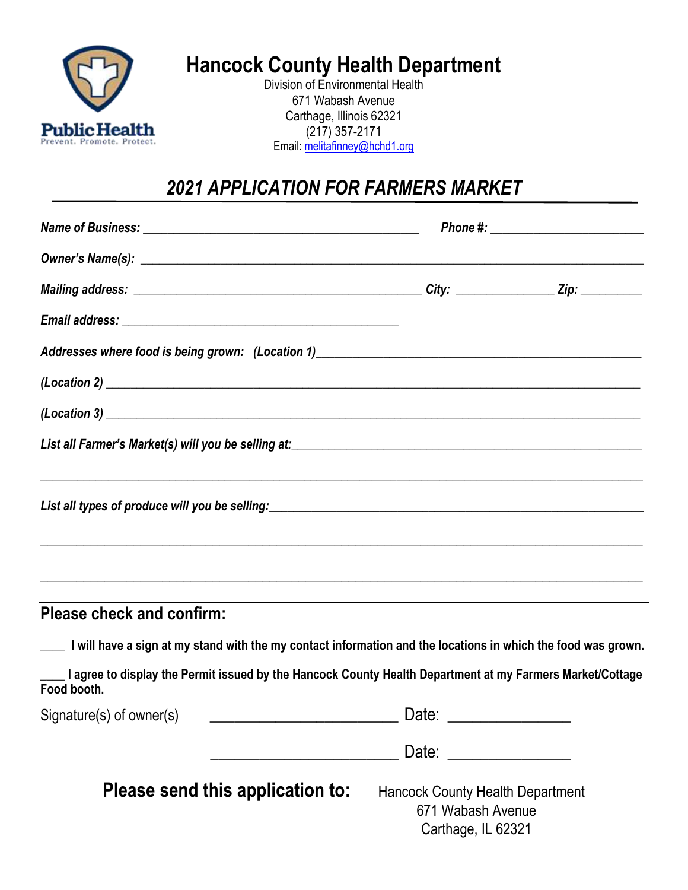# Hancock County Health Department

Division of Environmental Health
671 Wabash Avenue
Carthage, Illinois 62321
(217) 357-2171
Email: melitafinney@hchd1.org

## *2021 APPLICATION FOR FARMERS MARKET*

***Name of Business:*** ___________________________________________ ***Phone #:*** ________________________

***Owner's Name(s):*** ________________________________________________________________________________

***Mailing address:*** _____________________________________________ ***City:*** ______________ ***Zip:*** _________

***Email address:*** __________________________________________

***Addresses where food is being grown: (Location 1)***_______________________________________________

***(Location 2)*** _____________________________________________________________________________

***(Location 3)*** _____________________________________________________________________________

***List all Farmer's Market(s) will you be selling at:***______________________________________________________

_____________________________________________________________________________________________

***List all types of produce will you be selling:***____________________________________________________________

_____________________________________________________________________________________________

_____________________________________________________________________________________________

## Please check and confirm:

**____ I will have a sign at my stand with the my contact information and the locations in which the food was grown.**

**____ I agree to display the Permit issued by the Hancock County Health Department at my Farmers Market/Cottage Food booth.**

Signature(s) of owner(s) ________________________ Date: _______________

________________________ Date: _______________

**Please send this application to:** Hancock County Health Department
671 Wabash Avenue
Carthage, IL 62321